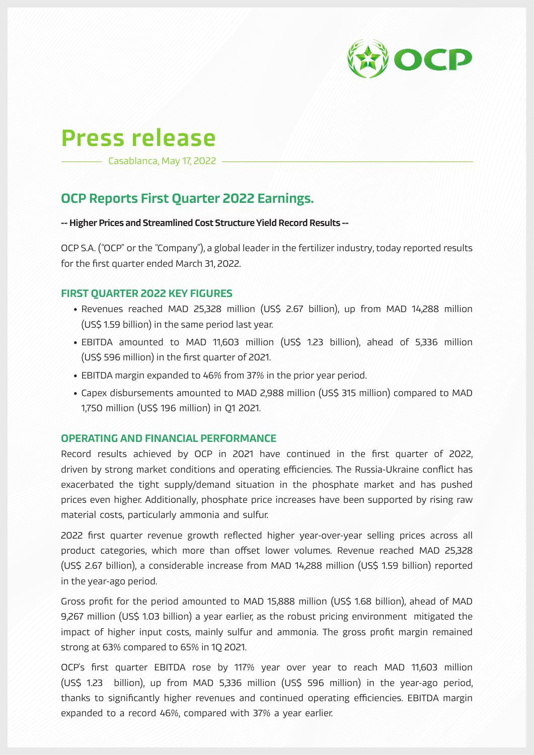# Press release

Casablanca, May 17, 2022

## OCP Reports First Quarter 2022 Earnings.

**-- Higher Prices and Streamlined Cost Structure Yield Record Results --**

OCP S.A. ("OCP" or the "Company"), a global leader in the fertilizer industry, today reported results for the first quarter ended March 31, 2022.

### FIRST QUARTER 2022 KEY FIGURES

- Revenues reached MAD 25,328 million (US$ 2.67 billion), up from MAD 14,288 million (US$ 1.59 billion) in the same period last year.
- EBITDA amounted to MAD 11,603 million (US$ 1.23 billion), ahead of 5,336 million (US$ 596 million) in the first quarter of 2021.
- EBITDA margin expanded to 46% from 37% in the prior year period.
- Capex disbursements amounted to MAD 2,988 million (US$ 315 million) compared to MAD 1,750 million (US$ 196 million) in Q1 2021.

### OPERATING AND FINANCIAL PERFORMANCE

Record results achieved by OCP in 2021 have continued in the first quarter of 2022, driven by strong market conditions and operating efficiencies. The Russia-Ukraine conflict has exacerbated the tight supply/demand situation in the phosphate market and has pushed prices even higher. Additionally, phosphate price increases have been supported by rising raw material costs, particularly ammonia and sulfur.

2022 first quarter revenue growth reflected higher year-over-year selling prices across all product categories, which more than offset lower volumes. Revenue reached MAD 25,328 (US$ 2.67 billion), a considerable increase from MAD 14,288 million (US$ 1.59 billion) reported in the year-ago period.

Gross profit for the period amounted to MAD 15,888 million (US$ 1.68 billion), ahead of MAD 9,267 million (US$ 1.03 billion) a year earlier, as the robust pricing environment mitigated the impact of higher input costs, mainly sulfur and ammonia. The gross profit margin remained strong at 63% compared to 65% in 1Q 2021.

OCP's first quarter EBITDA rose by 117% year over year to reach MAD 11,603 million (US$ 1.23 billion), up from MAD 5,336 million (US$ 596 million) in the year-ago period, thanks to significantly higher revenues and continued operating efficiencies. EBITDA margin expanded to a record 46%, compared with 37% a year earlier.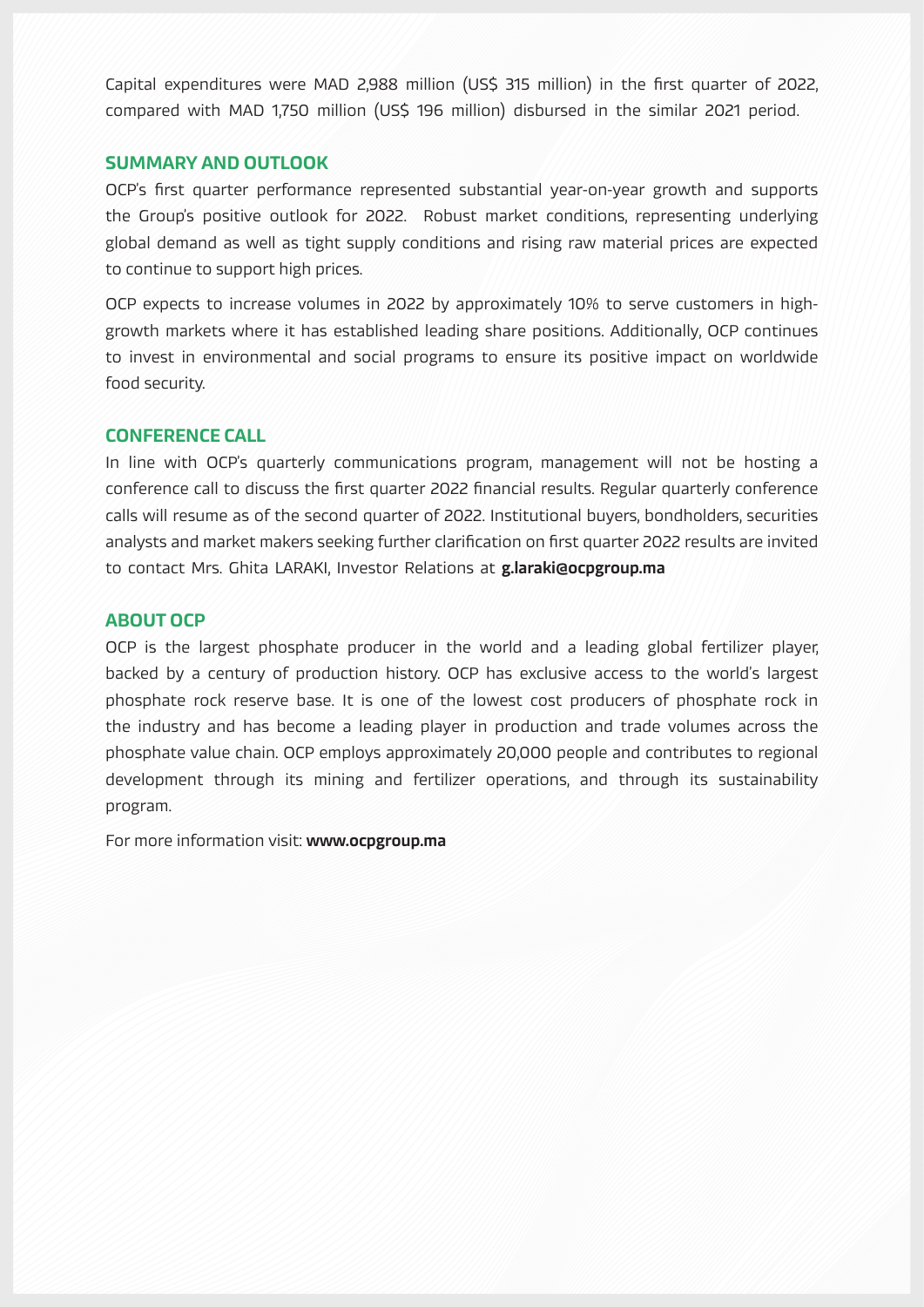Capital expenditures were MAD 2,988 million (US$ 315 million) in the first quarter of 2022, compared with MAD 1,750 million (US$ 196 million) disbursed in the similar 2021 period.

## SUMMARY AND OUTLOOK

OCP's first quarter performance represented substantial year-on-year growth and supports the Group's positive outlook for 2022. Robust market conditions, representing underlying global demand as well as tight supply conditions and rising raw material prices are expected to continue to support high prices.

OCP expects to increase volumes in 2022 by approximately 10% to serve customers in high-growth markets where it has established leading share positions. Additionally, OCP continues to invest in environmental and social programs to ensure its positive impact on worldwide food security.

## CONFERENCE CALL

In line with OCP's quarterly communications program, management will not be hosting a conference call to discuss the first quarter 2022 financial results. Regular quarterly conference calls will resume as of the second quarter of 2022. Institutional buyers, bondholders, securities analysts and market makers seeking further clarification on first quarter 2022 results are invited to contact Mrs. Ghita LARAKI, Investor Relations at **g.laraki@ocpgroup.ma**

## ABOUT OCP

OCP is the largest phosphate producer in the world and a leading global fertilizer player, backed by a century of production history. OCP has exclusive access to the world's largest phosphate rock reserve base. It is one of the lowest cost producers of phosphate rock in the industry and has become a leading player in production and trade volumes across the phosphate value chain. OCP employs approximately 20,000 people and contributes to regional development through its mining and fertilizer operations, and through its sustainability program.

For more information visit: **www.ocpgroup.ma**